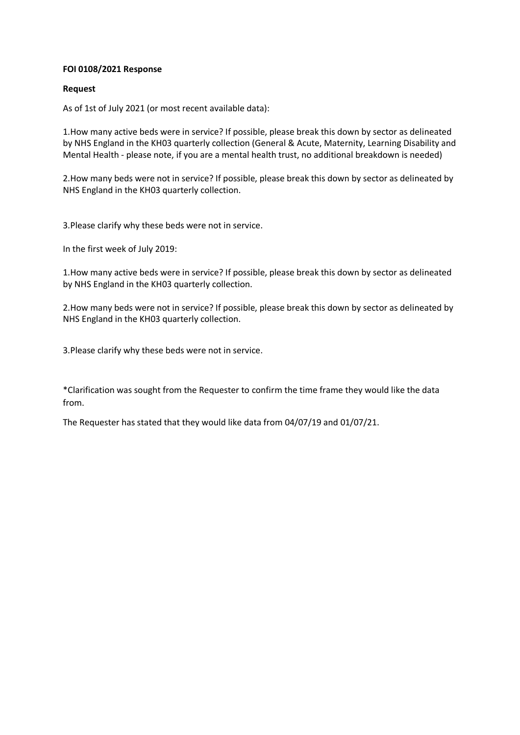**FOI 0108/2021 Response**

**Request**

As of 1st of July 2021 (or most recent available data):

1.How many active beds were in service? If possible, please break this down by sector as delineated by NHS England in the KH03 quarterly collection (General & Acute, Maternity, Learning Disability and Mental Health - please note, if you are a mental health trust, no additional breakdown is needed)

2.How many beds were not in service? If possible, please break this down by sector as delineated by NHS England in the KH03 quarterly collection.

3.Please clarify why these beds were not in service.

In the first week of July 2019:

1.How many active beds were in service? If possible, please break this down by sector as delineated by NHS England in the KH03 quarterly collection.

2.How many beds were not in service? If possible, please break this down by sector as delineated by NHS England in the KH03 quarterly collection.

3.Please clarify why these beds were not in service.

*Clarification was sought from the Requester to confirm the time frame they would like the data from.

The Requester has stated that they would like data from 04/07/19 and 01/07/21.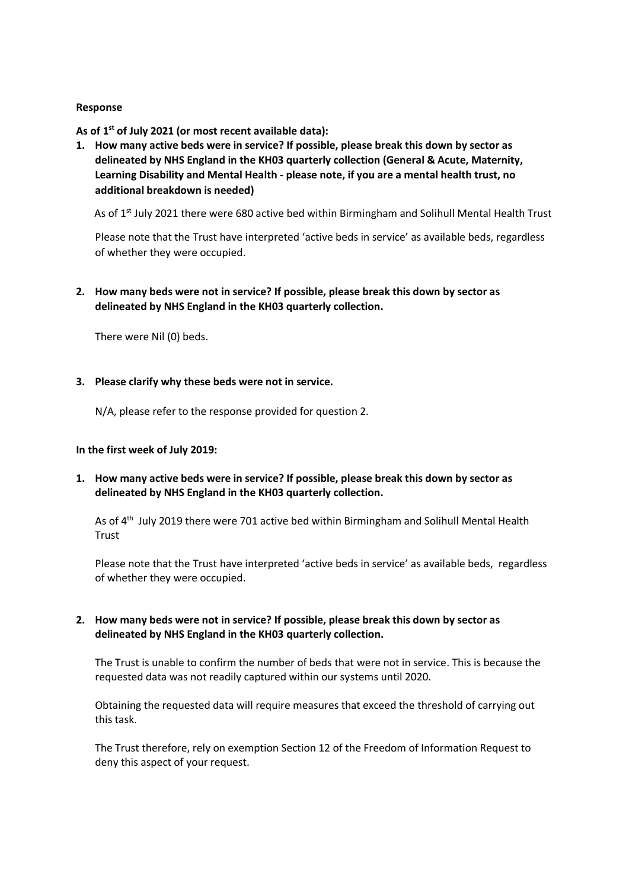**Response**

**As of 1st of July 2021 (or most recent available data):**

1. **How many active beds were in service? If possible, please break this down by sector as delineated by NHS England in the KH03 quarterly collection (General & Acute, Maternity, Learning Disability and Mental Health - please note, if you are a mental health trust, no additional breakdown is needed)**

   As of 1st July 2021 there were 680 active bed within Birmingham and Solihull Mental Health Trust

   Please note that the Trust have interpreted 'active beds in service' as available beds, regardless of whether they were occupied.

2. **How many beds were not in service? If possible, please break this down by sector as delineated by NHS England in the KH03 quarterly collection.**

   There were Nil (0) beds.

3. **Please clarify why these beds were not in service.**

   N/A, please refer to the response provided for question 2.

**In the first week of July 2019:**

1. **How many active beds were in service? If possible, please break this down by sector as delineated by NHS England in the KH03 quarterly collection.**

   As of 4th July 2019 there were 701 active bed within Birmingham and Solihull Mental Health Trust

   Please note that the Trust have interpreted 'active beds in service' as available beds, regardless of whether they were occupied.

2. **How many beds were not in service? If possible, please break this down by sector as delineated by NHS England in the KH03 quarterly collection.**

   The Trust is unable to confirm the number of beds that were not in service. This is because the requested data was not readily captured within our systems until 2020.

   Obtaining the requested data will require measures that exceed the threshold of carrying out this task.

   The Trust therefore, rely on exemption Section 12 of the Freedom of Information Request to deny this aspect of your request.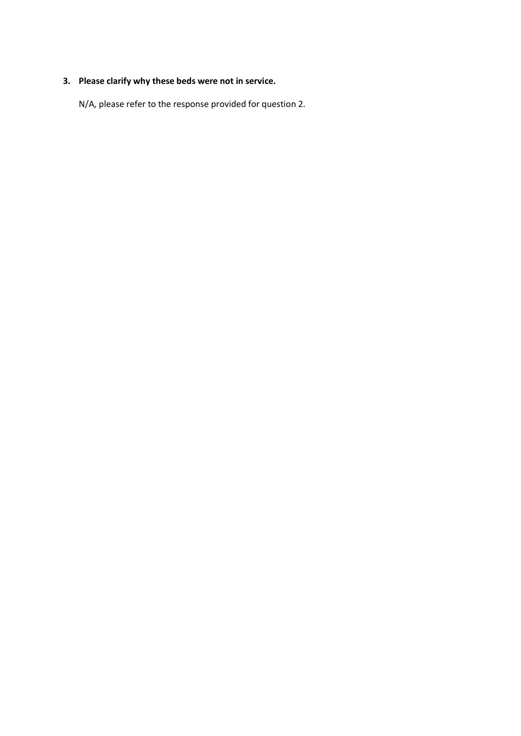3. **Please clarify why these beds were not in service.**

   N/A, please refer to the response provided for question 2.